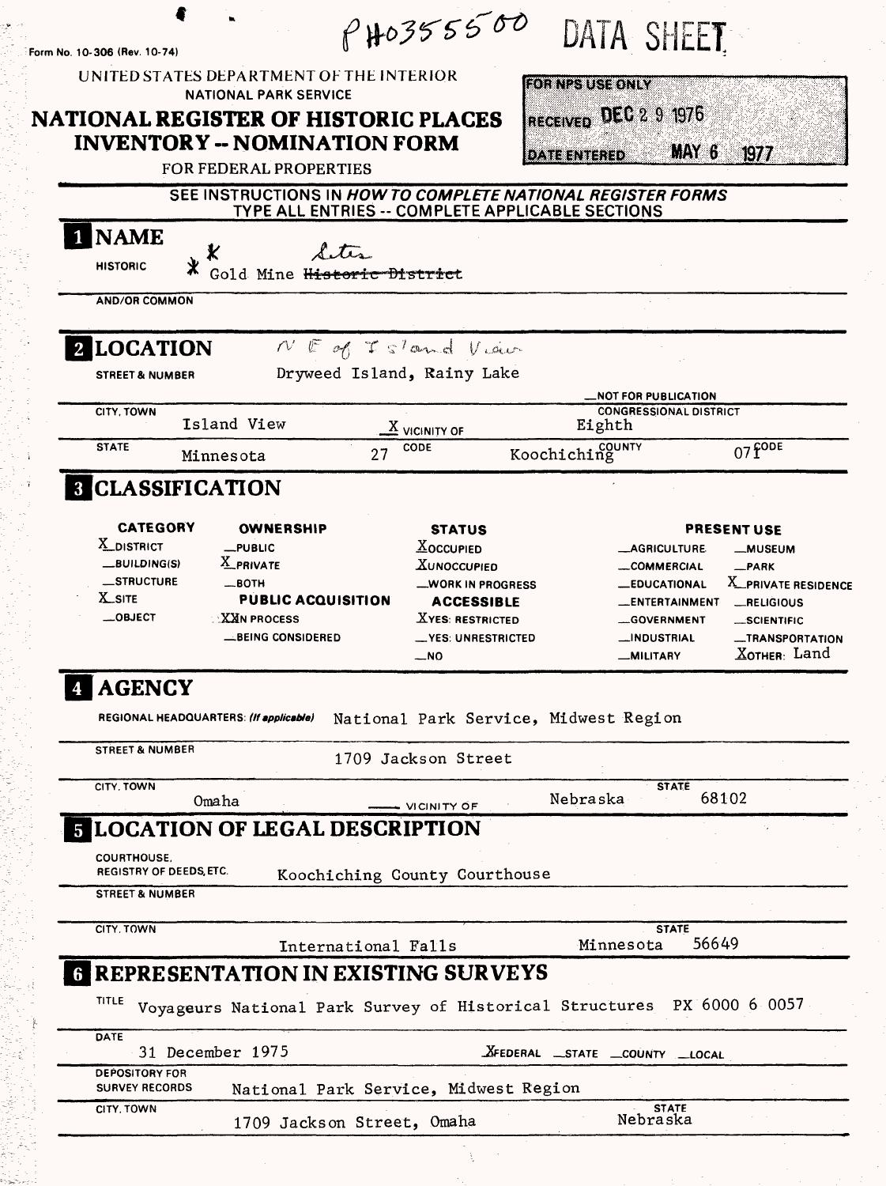PH0355500 DATA SHEET

Form No. 10-306 (Rev. 10-74)

UNITED STATES DEPARTMENT OF THE INTERIOR
NATIONAL PARK SERVICE

# NATIONAL REGISTER OF HISTORIC PLACES INVENTORY -- NOMINATION FORM

FOR FEDERAL PROPERTIES

| FOR NPS USE ONLY | |
|---|---|
| RECEIVED | DEC 2 9 1976 |
| DATE ENTERED | MAY 6 1977 |

SEE INSTRUCTIONS IN *HOW TO COMPLETE NATIONAL REGISTER FORMS*
TYPE ALL ENTRIES -- COMPLETE APPLICABLE SECTIONS

## 1 NAME

HISTORIC: * Gold Mine ~~Historic District~~ Sites

AND/OR COMMON:

## 2 LOCATION

STREET & NUMBER: Dryweed Island, Rainy Lake — N E of Island View

__NOT FOR PUBLICATION

CITY, TOWN: Island View — X VICINITY OF

CONGRESSIONAL DISTRICT: Eighth

STATE: Minnesota — CODE: 27 — COUNTY: Koochiching — CODE: 071

## 3 CLASSIFICATION

| CATEGORY | OWNERSHIP | STATUS | PRESENT USE | |
|---|---|---|---|---|
| X DISTRICT | __PUBLIC | X OCCUPIED | __AGRICULTURE | __MUSEUM |
| __BUILDING(S) | X PRIVATE | X UNOCCUPIED | __COMMERCIAL | __PARK |
| __STRUCTURE | __BOTH | __WORK IN PROGRESS | __EDUCATIONAL | X PRIVATE RESIDENCE |
| X SITE | **PUBLIC ACQUISITION** | **ACCESSIBLE** | __ENTERTAINMENT | __RELIGIOUS |
| __OBJECT | XX IN PROCESS | X YES: RESTRICTED | __GOVERNMENT | __SCIENTIFIC |
| | __BEING CONSIDERED | __YES: UNRESTRICTED | __INDUSTRIAL | __TRANSPORTATION |
| | | __NO | __MILITARY | X OTHER: Land |

## 4 AGENCY

REGIONAL HEADQUARTERS: *(If applicable)* National Park Service, Midwest Region

STREET & NUMBER: 1709 Jackson Street

CITY, TOWN: Omaha — __ VICINITY OF — STATE: Nebraska 68102

## 5 LOCATION OF LEGAL DESCRIPTION

COURTHOUSE, REGISTRY OF DEEDS, ETC.: Koochiching County Courthouse

STREET & NUMBER:

CITY, TOWN: International Falls — STATE: Minnesota 56649

## 6 REPRESENTATION IN EXISTING SURVEYS

TITLE: Voyageurs National Park Survey of Historical Structures PX 6000 6 0057

DATE: 31 December 1975 — X FEDERAL __STATE __COUNTY __LOCAL

DEPOSITORY FOR SURVEY RECORDS: National Park Service, Midwest Region

CITY, TOWN: 1709 Jackson Street, Omaha — STATE: Nebraska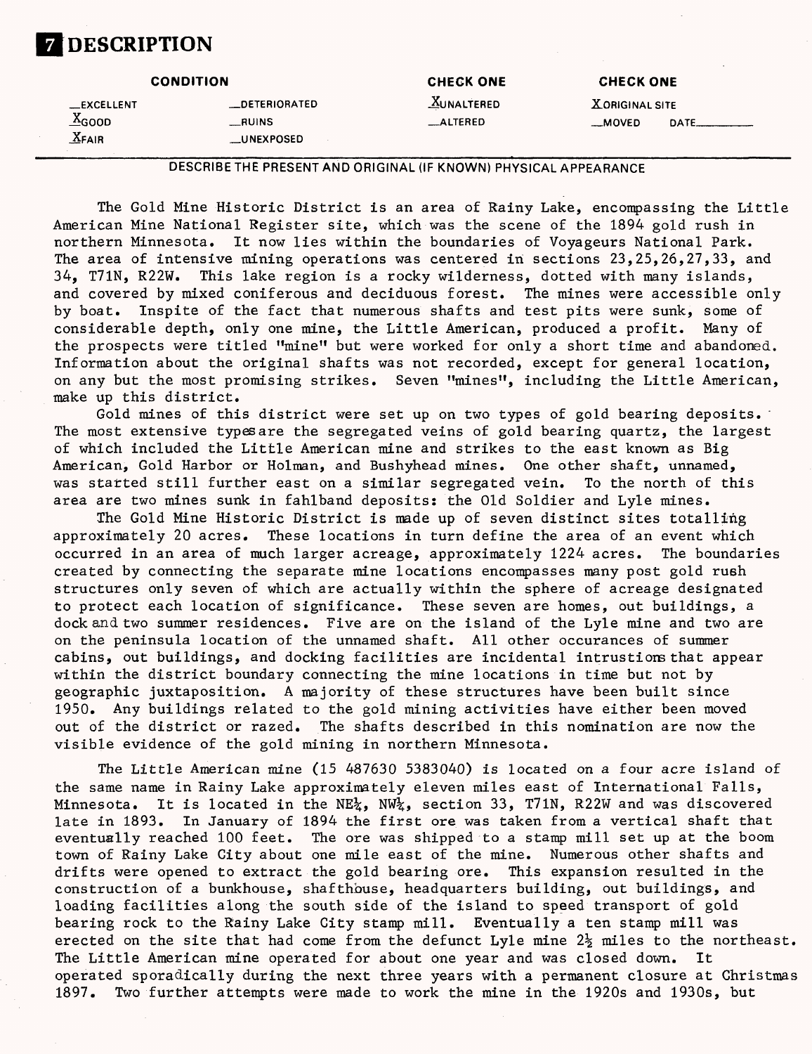# 7 DESCRIPTION

| CONDITION | | CHECK ONE | CHECK ONE |
|---|---|---|---|
| __EXCELLENT | __DETERIORATED | X UNALTERED | X ORIGINAL SITE |
| X GOOD | __RUINS | __ALTERED | __MOVED DATE______ |
| X FAIR | __UNEXPOSED | | |

DESCRIBE THE PRESENT AND ORIGINAL (IF KNOWN) PHYSICAL APPEARANCE

The Gold Mine Historic District is an area of Rainy Lake, encompassing the Little American Mine National Register site, which was the scene of the 1894 gold rush in northern Minnesota. It now lies within the boundaries of Voyageurs National Park. The area of intensive mining operations was centered in sections 23,25,26,27,33, and 34, T71N, R22W. This lake region is a rocky wilderness, dotted with many islands, and covered by mixed coniferous and deciduous forest. The mines were accessible only by boat. Inspite of the fact that numerous shafts and test pits were sunk, some of considerable depth, only one mine, the Little American, produced a profit. Many of the prospects were titled "mine" but were worked for only a short time and abandoned. Information about the original shafts was not recorded, except for general location, on any but the most promising strikes. Seven "mines", including the Little American, make up this district.

Gold mines of this district were set up on two types of gold bearing deposits. The most extensive typesare the segregated veins of gold bearing quartz, the largest of which included the Little American mine and strikes to the east known as Big American, Gold Harbor or Holman, and Bushyhead mines. One other shaft, unnamed, was started still further east on a similar segregated vein. To the north of this area are two mines sunk in fahlband deposits: the Old Soldier and Lyle mines.

The Gold Mine Historic District is made up of seven distinct sites totalling approximately 20 acres. These locations in turn define the area of an event which occurred in an area of much larger acreage, approximately 1224 acres. The boundaries created by connecting the separate mine locations encompasses many post gold rush structures only seven of which are actually within the sphere of acreage designated to protect each location of significance. These seven are homes, out buildings, a dock and two summer residences. Five are on the island of the Lyle mine and two are on the peninsula location of the unnamed shaft. All other occurances of summer cabins, out buildings, and docking facilities are incidental intrustions that appear within the district boundary connecting the mine locations in time but not by geographic juxtaposition. A majority of these structures have been built since 1950. Any buildings related to the gold mining activities have either been moved out of the district or razed. The shafts described in this nomination are now the visible evidence of the gold mining in northern Minnesota.

The Little American mine (15 487630 5383040) is located on a four acre island of the same name in Rainy Lake approximately eleven miles east of International Falls, Minnesota. It is located in the NE¼, NW¼, section 33, T71N, R22W and was discovered late in 1893. In January of 1894 the first ore was taken from a vertical shaft that eventually reached 100 feet. The ore was shipped to a stamp mill set up at the boom town of Rainy Lake City about one mile east of the mine. Numerous other shafts and drifts were opened to extract the gold bearing ore. This expansion resulted in the construction of a bunkhouse, shafthouse, headquarters building, out buildings, and loading facilities along the south side of the island to speed transport of gold bearing rock to the Rainy Lake City stamp mill. Eventually a ten stamp mill was erected on the site that had come from the defunct Lyle mine 2½ miles to the northeast. The Little American mine operated for about one year and was closed down. It operated sporadically during the next three years with a permanent closure at Christmas 1897. Two further attempts were made to work the mine in the 1920s and 1930s, but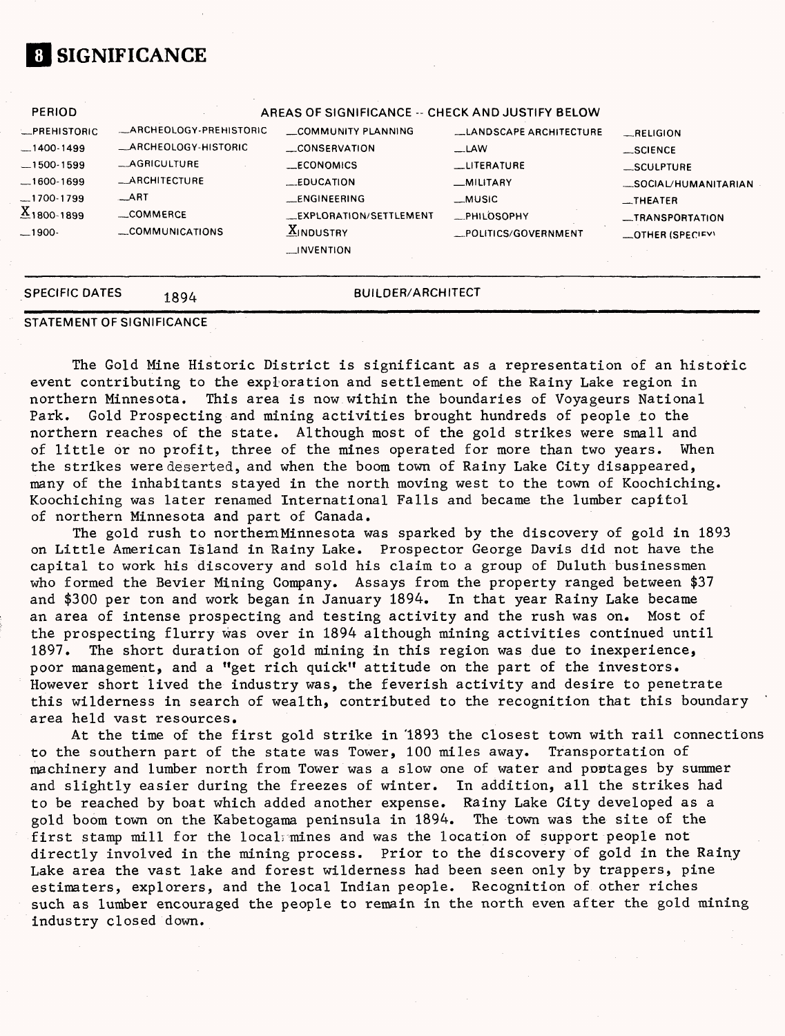# 8 SIGNIFICANCE

| PERIOD | AREAS OF SIGNIFICANCE -- CHECK AND JUSTIFY BELOW | | | |
|---|---|---|---|---|
| _PREHISTORIC | _ARCHEOLOGY-PREHISTORIC | _COMMUNITY PLANNING | _LANDSCAPE ARCHITECTURE | _RELIGION |
| _1400-1499 | _ARCHEOLOGY-HISTORIC | _CONSERVATION | _LAW | _SCIENCE |
| _1500-1599 | _AGRICULTURE | _ECONOMICS | _LITERATURE | _SCULPTURE |
| _1600-1699 | _ARCHITECTURE | _EDUCATION | _MILITARY | _SOCIAL/HUMANITARIAN |
| _1700-1799 | _ART | _ENGINEERING | _MUSIC | _THEATER |
| X 1800-1899 | _COMMERCE | _EXPLORATION/SETTLEMENT | _PHILOSOPHY | _TRANSPORTATION |
| _1900- | _COMMUNICATIONS | X INDUSTRY | _POLITICS/GOVERNMENT | _OTHER (SPECIFY) |
| | | _INVENTION | | |

SPECIFIC DATES 1894 BUILDER/ARCHITECT

STATEMENT OF SIGNIFICANCE

The Gold Mine Historic District is significant as a representation of an historic event contributing to the exploration and settlement of the Rainy Lake region in northern Minnesota. This area is now within the boundaries of Voyageurs National Park. Gold Prospecting and mining activities brought hundreds of people to the northern reaches of the state. Although most of the gold strikes were small and of little or no profit, three of the mines operated for more than two years. When the strikes were deserted, and when the boom town of Rainy Lake City disappeared, many of the inhabitants stayed in the north moving west to the town of Koochiching. Koochiching was later renamed International Falls and became the lumber capitol of northern Minnesota and part of Canada.

The gold rush to northern Minnesota was sparked by the discovery of gold in 1893 on Little American Island in Rainy Lake. Prospector George Davis did not have the capital to work his discovery and sold his claim to a group of Duluth businessmen who formed the Bevier Mining Company. Assays from the property ranged between $37 and $300 per ton and work began in January 1894. In that year Rainy Lake became an area of intense prospecting and testing activity and the rush was on. Most of the prospecting flurry was over in 1894 although mining activities continued until 1897. The short duration of gold mining in this region was due to inexperience, poor management, and a "get rich quick" attitude on the part of the investors. However short lived the industry was, the feverish activity and desire to penetrate this wilderness in search of wealth, contributed to the recognition that this boundary area held vast resources.

At the time of the first gold strike in 1893 the closest town with rail connections to the southern part of the state was Tower, 100 miles away. Transportation of machinery and lumber north from Tower was a slow one of water and portages by summer and slightly easier during the freezes of winter. In addition, all the strikes had to be reached by boat which added another expense. Rainy Lake City developed as a gold boom town on the Kabetogama peninsula in 1894. The town was the site of the first stamp mill for the local mines and was the location of support people not directly involved in the mining process. Prior to the discovery of gold in the Rainy Lake area the vast lake and forest wilderness had been seen only by trappers, pine estimaters, explorers, and the local Indian people. Recognition of other riches such as lumber encouraged the people to remain in the north even after the gold mining industry closed down.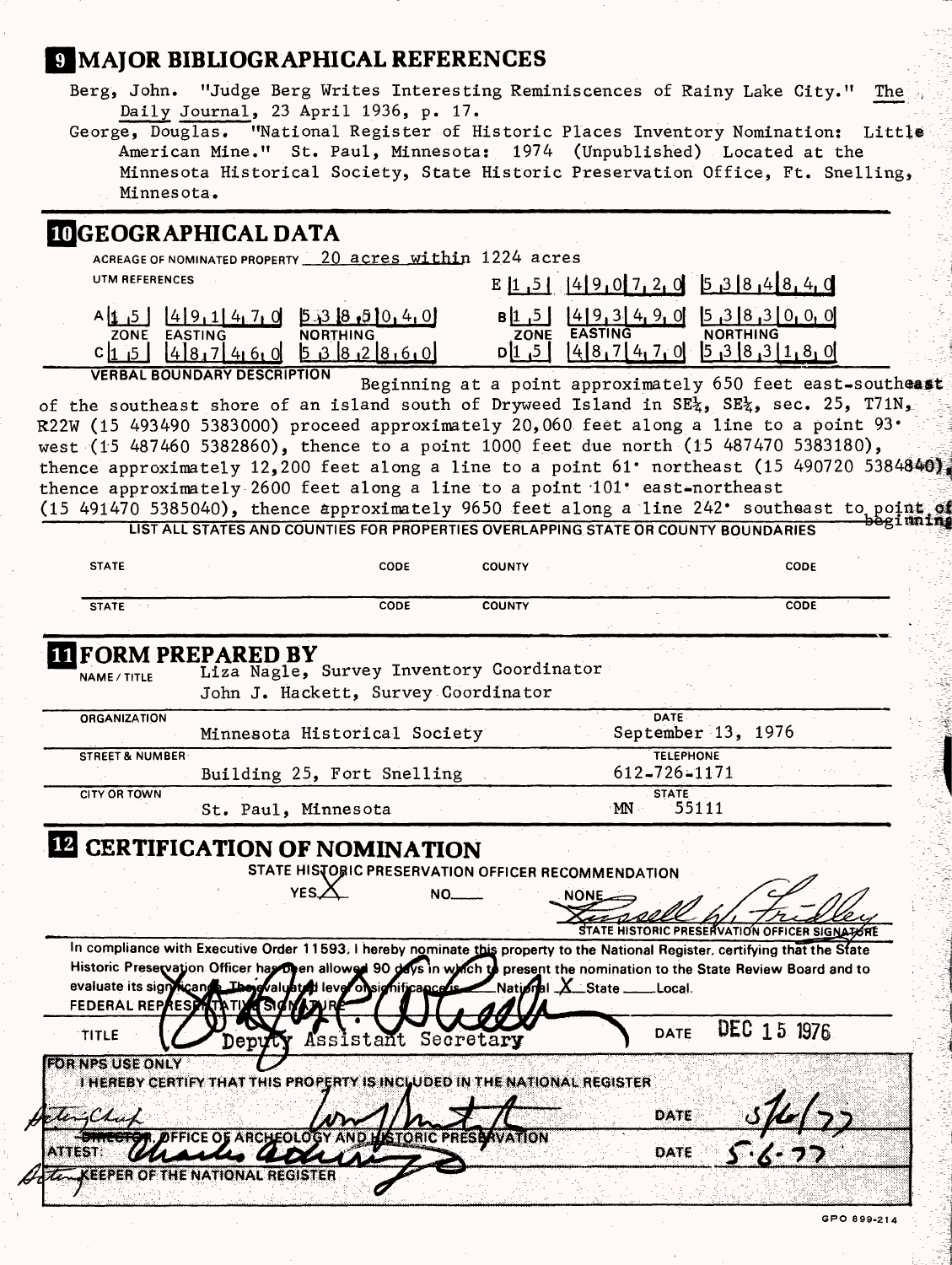## 9 MAJOR BIBLIOGRAPHICAL REFERENCES

Berg, John. "Judge Berg Writes Interesting Reminiscences of Rainy Lake City." The Daily Journal, 23 April 1936, p. 17.

George, Douglas. "National Register of Historic Places Inventory Nomination: Little American Mine." St. Paul, Minnesota: 1974 (Unpublished) Located at the Minnesota Historical Society, State Historic Preservation Office, Ft. Snelling, Minnesota.

## 10 GEOGRAPHICAL DATA

ACREAGE OF NOMINATED PROPERTY 20 acres within 1224 acres

UTM REFERENCES

| | ZONE | EASTING | NORTHING |
|---|---|---|---|
| A | 1 5 | 4 9 1 4 7 0 | 5 3 8 5 0 4 0 |
| B | 1 5 | 4 9 3 4 9 0 | 5 3 8 3 0 0 0 |
| C | 1 5 | 4 8 7 4 6 0 | 5 3 8 2 8 6 0 |
| D | 1 5 | 4 8 7 4 7 0 | 5 3 8 3 1 8 0 |
| E | 1 5 | 4 9 0 7 2 0 | 5 3 8 4 8 4 0 |

VERBAL BOUNDARY DESCRIPTION

Beginning at a point approximately 650 feet east-southeast of the southeast shore of an island south of Dryweed Island in SE¼, SE¼, sec. 25, T71N, R22W (15 493490 5383000) proceed approximately 20,060 feet along a line to a point 93° west (15 487460 5382860), thence to a point 1000 feet due north (15 487470 5383180), thence approximately 12,200 feet along a line to a point 61° northeast (15 490720 5384840), thence approximately 2600 feet along a line to a point 101° east-northeast (15 491470 5385040), thence approximately 9650 feet along a line 242° southeast to point of beginning

LIST ALL STATES AND COUNTIES FOR PROPERTIES OVERLAPPING STATE OR COUNTY BOUNDARIES

| STATE | CODE | COUNTY | CODE |
|---|---|---|---|
| STATE | CODE | COUNTY | CODE |

## 11 FORM PREPARED BY

NAME / TITLE: Liza Nagle, Survey Inventory Coordinator
John J. Hackett, Survey Coordinator

ORGANIZATION: Minnesota Historical Society — DATE: September 13, 1976

STREET & NUMBER: Building 25, Fort Snelling — TELEPHONE: 612-726-1171

CITY OR TOWN: St. Paul, Minnesota — STATE: MN 55111

## 12 CERTIFICATION OF NOMINATION

STATE HISTORIC PRESERVATION OFFICER RECOMMENDATION

YES X NO ___ NONE ___

Russell W. Fridley
STATE HISTORIC PRESERVATION OFFICER SIGNATURE

In compliance with Executive Order 11593, I hereby nominate this property to the National Register, certifying that the State Historic Preservation Officer has been allowed 90 days in which to present the nomination to the State Review Board and to evaluate its significance. The evaluated level of significance is ___ National X State ___ Local.

FEDERAL REPRESENTATIVE SIGNATURE

TITLE: Deputy Assistant Secretary — DATE: DEC 15 1976

FOR NPS USE ONLY

I HEREBY CERTIFY THAT THIS PROPERTY IS INCLUDED IN THE NATIONAL REGISTER

Acting Chief, ~~DIRECTOR~~, OFFICE OF ARCHEOLOGY AND HISTORIC PRESERVATION — DATE: 5/6/77

ATTEST: Charles ... — DATE: 5-6-77

Acting KEEPER OF THE NATIONAL REGISTER

GPO 899-214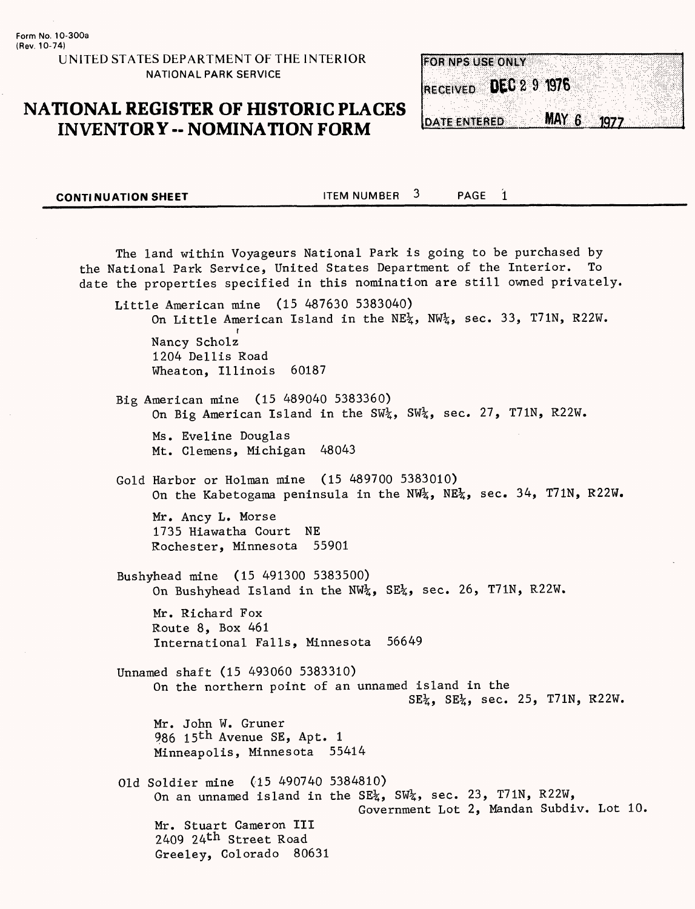Form No. 10-300a
(Rev. 10-74)

UNITED STATES DEPARTMENT OF THE INTERIOR
NATIONAL PARK SERVICE

# NATIONAL REGISTER OF HISTORIC PLACES INVENTORY -- NOMINATION FORM

FOR NPS USE ONLY
RECEIVED DEC 29 1976
DATE ENTERED MAY 6 1977

**CONTINUATION SHEET** ITEM NUMBER 3 PAGE 1

The land within Voyageurs National Park is going to be purchased by the National Park Service, United States Department of the Interior. To date the properties specified in this nomination are still owned privately.

Little American mine (15 487630 5383040)
On Little American Island in the NE¼, NW¼, sec. 33, T71N, R22W.

Nancy Scholz
1204 Dellis Road
Wheaton, Illinois 60187

Big American mine (15 489040 5383360)
On Big American Island in the SW¼, SW¼, sec. 27, T71N, R22W.

Ms. Eveline Douglas
Mt. Clemens, Michigan 48043

Gold Harbor or Holman mine (15 489700 5383010)
On the Kabetogama peninsula in the NW¼, NE¼, sec. 34, T71N, R22W.

Mr. Ancy L. Morse
1735 Hiawatha Court NE
Rochester, Minnesota 55901

Bushyhead mine (15 491300 5383500)
On Bushyhead Island in the NW¼, SE¼, sec. 26, T71N, R22W.

Mr. Richard Fox
Route 8, Box 461
International Falls, Minnesota 56649

Unnamed shaft (15 493060 5383310)
On the northern point of an unnamed island in the SE¼, SE¼, sec. 25, T71N, R22W.

Mr. John W. Gruner
986 15th Avenue SE, Apt. 1
Minneapolis, Minnesota 55414

Old Soldier mine (15 490740 5384810)
On an unnamed island in the SE¼, SW¼, sec. 23, T71N, R22W, Government Lot 2, Mandan Subdiv. Lot 10.

Mr. Stuart Cameron III
2409 24th Street Road
Greeley, Colorado 80631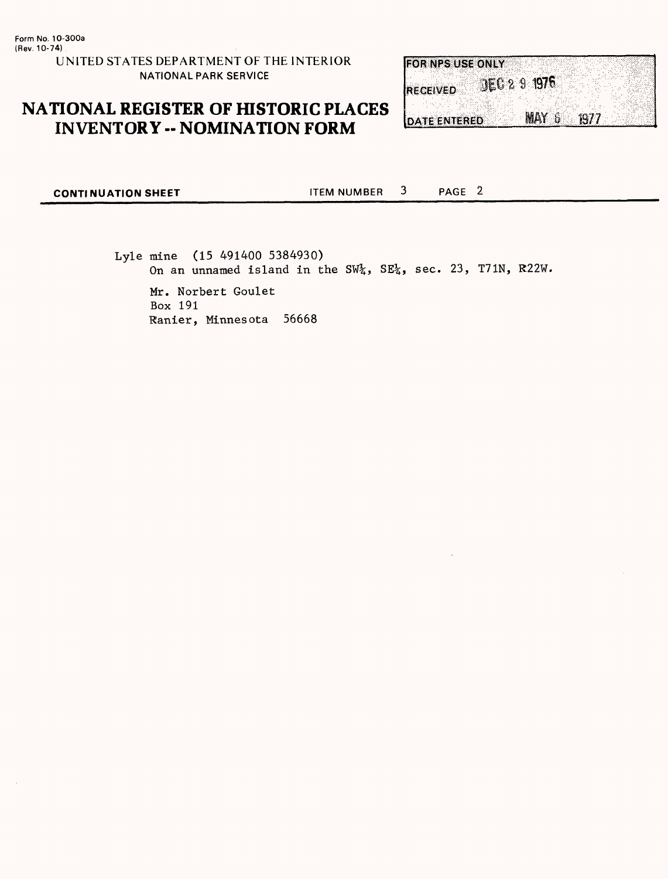Form No. 10-300a
(Rev. 10-74)

UNITED STATES DEPARTMENT OF THE INTERIOR
NATIONAL PARK SERVICE

# NATIONAL REGISTER OF HISTORIC PLACES INVENTORY -- NOMINATION FORM

| FOR NPS USE ONLY | |
|---|---|
| RECEIVED | DEC 29 1976 |
| DATE ENTERED | MAY 6 1977 |

**CONTINUATION SHEET** ITEM NUMBER 3 PAGE 2

Lyle mine (15 491400 5384930)
On an unnamed island in the SW¼, SE¼, sec. 23, T71N, R22W.

Mr. Norbert Goulet
Box 191
Ranier, Minnesota 56668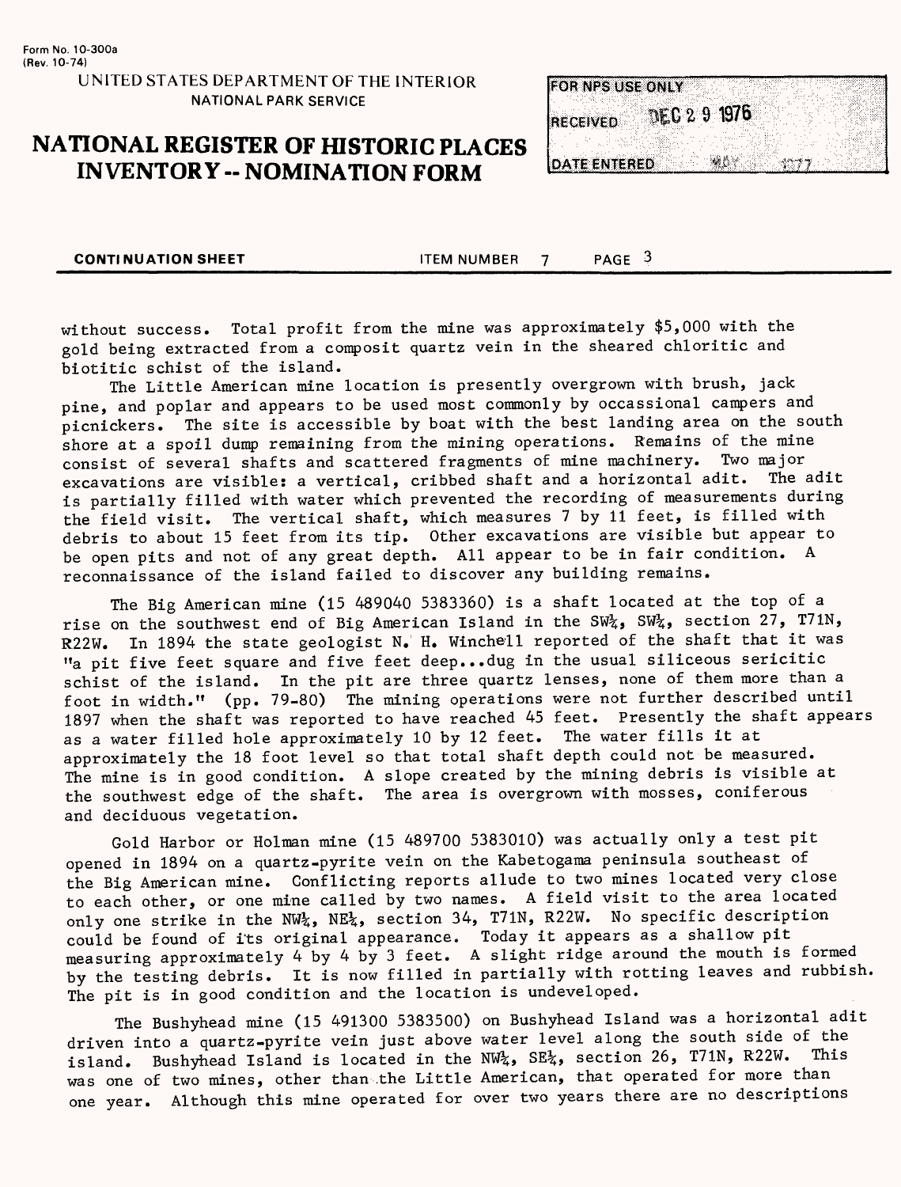Form No. 10-300a
(Rev. 10-74)

UNITED STATES DEPARTMENT OF THE INTERIOR
NATIONAL PARK SERVICE

# NATIONAL REGISTER OF HISTORIC PLACES INVENTORY -- NOMINATION FORM

| FOR NPS USE ONLY | |
|---|---|
| RECEIVED | DEC 29 1976 |
| DATE ENTERED | MAY 1977 |

**CONTINUATION SHEET** ITEM NUMBER 7 PAGE 3

without success. Total profit from the mine was approximately $5,000 with the gold being extracted from a composit quartz vein in the sheared chloritic and biotitic schist of the island.

The Little American mine location is presently overgrown with brush, jack pine, and poplar and appears to be used most commonly by occassional campers and picnickers. The site is accessible by boat with the best landing area on the south shore at a spoil dump remaining from the mining operations. Remains of the mine consist of several shafts and scattered fragments of mine machinery. Two major excavations are visible: a vertical, cribbed shaft and a horizontal adit. The adit is partially filled with water which prevented the recording of measurements during the field visit. The vertical shaft, which measures 7 by 11 feet, is filled with debris to about 15 feet from its tip. Other excavations are visible but appear to be open pits and not of any great depth. All appear to be in fair condition. A reconnaissance of the island failed to discover any building remains.

The Big American mine (15 489040 5383360) is a shaft located at the top of a rise on the southwest end of Big American Island in the SW¼, SW¼, section 27, T71N, R22W. In 1894 the state geologist N. H. Winchell reported of the shaft that it was "a pit five feet square and five feet deep...dug in the usual siliceous sericitic schist of the island. In the pit are three quartz lenses, none of them more than a foot in width." (pp. 79-80) The mining operations were not further described until 1897 when the shaft was reported to have reached 45 feet. Presently the shaft appears as a water filled hole approximately 10 by 12 feet. The water fills it at approximately the 18 foot level so that total shaft depth could not be measured. The mine is in good condition. A slope created by the mining debris is visible at the southwest edge of the shaft. The area is overgrown with mosses, coniferous and deciduous vegetation.

Gold Harbor or Holman mine (15 489700 5383010) was actually only a test pit opened in 1894 on a quartz-pyrite vein on the Kabetogama peninsula southeast of the Big American mine. Conflicting reports allude to two mines located very close to each other, or one mine called by two names. A field visit to the area located only one strike in the NW¼, NE¼, section 34, T71N, R22W. No specific description could be found of its original appearance. Today it appears as a shallow pit measuring approximately 4 by 4 by 3 feet. A slight ridge around the mouth is formed by the testing debris. It is now filled in partially with rotting leaves and rubbish. The pit is in good condition and the location is undeveloped.

The Bushyhead mine (15 491300 5383500) on Bushyhead Island was a horizontal adit driven into a quartz-pyrite vein just above water level along the south side of the island. Bushyhead Island is located in the NW¼, SE¼, section 26, T71N, R22W. This was one of two mines, other than the Little American, that operated for more than one year. Although this mine operated for over two years there are no descriptions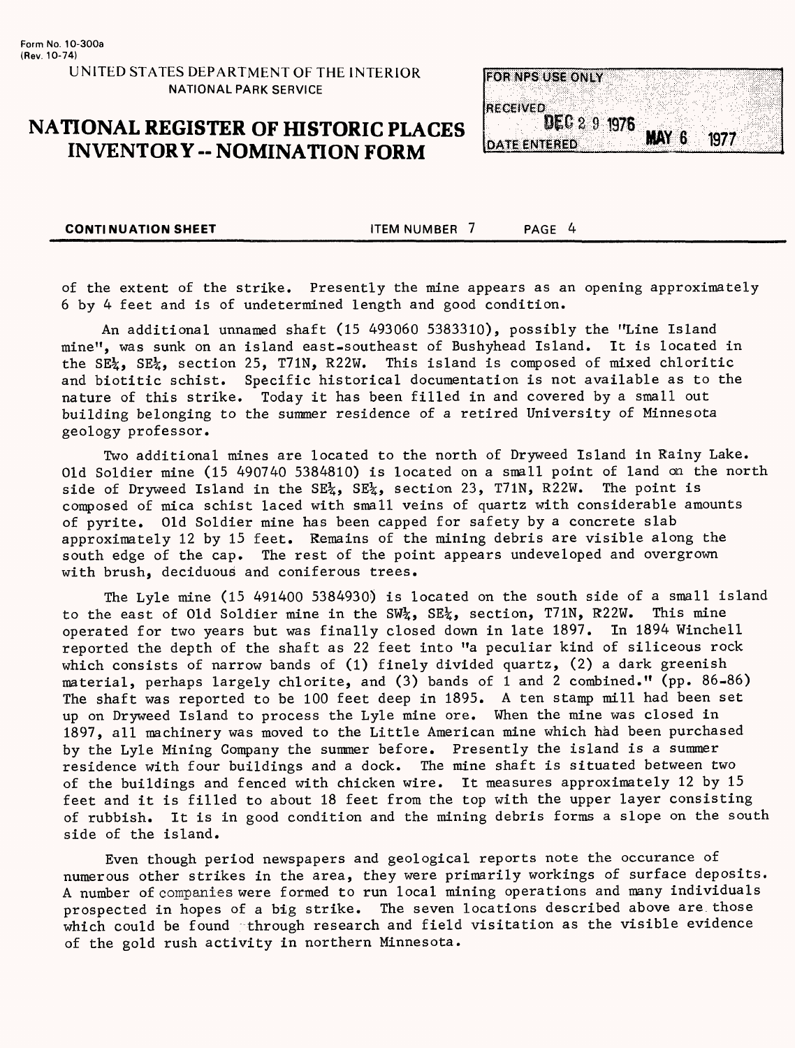Form No. 10-300a
(Rev. 10-74)

UNITED STATES DEPARTMENT OF THE INTERIOR
NATIONAL PARK SERVICE

# NATIONAL REGISTER OF HISTORIC PLACES INVENTORY -- NOMINATION FORM

| FOR NPS USE ONLY | |
|---|---|
| RECEIVED | DEC 2 9 1976 |
| DATE ENTERED | MAY 6 1977 |

**CONTINUATION SHEET** ITEM NUMBER 7 PAGE 4

of the extent of the strike. Presently the mine appears as an opening approximately 6 by 4 feet and is of undetermined length and good condition.

An additional unnamed shaft (15 493060 5383310), possibly the "Line Island mine", was sunk on an island east-southeast of Bushyhead Island. It is located in the SE¼, SE¼, section 25, T71N, R22W. This island is composed of mixed chloritic and biotitic schist. Specific historical documentation is not available as to the nature of this strike. Today it has been filled in and covered by a small out building belonging to the summer residence of a retired University of Minnesota geology professor.

Two additional mines are located to the north of Dryweed Island in Rainy Lake. Old Soldier mine (15 490740 5384810) is located on a small point of land on the north side of Dryweed Island in the SE¼, SE¼, section 23, T71N, R22W. The point is composed of mica schist laced with small veins of quartz with considerable amounts of pyrite. Old Soldier mine has been capped for safety by a concrete slab approximately 12 by 15 feet. Remains of the mining debris are visible along the south edge of the cap. The rest of the point appears undeveloped and overgrown with brush, deciduous and coniferous trees.

The Lyle mine (15 491400 5384930) is located on the south side of a small island to the east of Old Soldier mine in the SW¼, SE¼, section, T71N, R22W. This mine operated for two years but was finally closed down in late 1897. In 1894 Winchell reported the depth of the shaft as 22 feet into "a peculiar kind of siliceous rock which consists of narrow bands of (1) finely divided quartz, (2) a dark greenish material, perhaps largely chlorite, and (3) bands of 1 and 2 combined." (pp. 86-86) The shaft was reported to be 100 feet deep in 1895. A ten stamp mill had been set up on Dryweed Island to process the Lyle mine ore. When the mine was closed in 1897, all machinery was moved to the Little American mine which had been purchased by the Lyle Mining Company the summer before. Presently the island is a summer residence with four buildings and a dock. The mine shaft is situated between two of the buildings and fenced with chicken wire. It measures approximately 12 by 15 feet and it is filled to about 18 feet from the top with the upper layer consisting of rubbish. It is in good condition and the mining debris forms a slope on the south side of the island.

Even though period newspapers and geological reports note the occurance of numerous other strikes in the area, they were primarily workings of surface deposits. A number of companies were formed to run local mining operations and many individuals prospected in hopes of a big strike. The seven locations described above are those which could be found through research and field visitation as the visible evidence of the gold rush activity in northern Minnesota.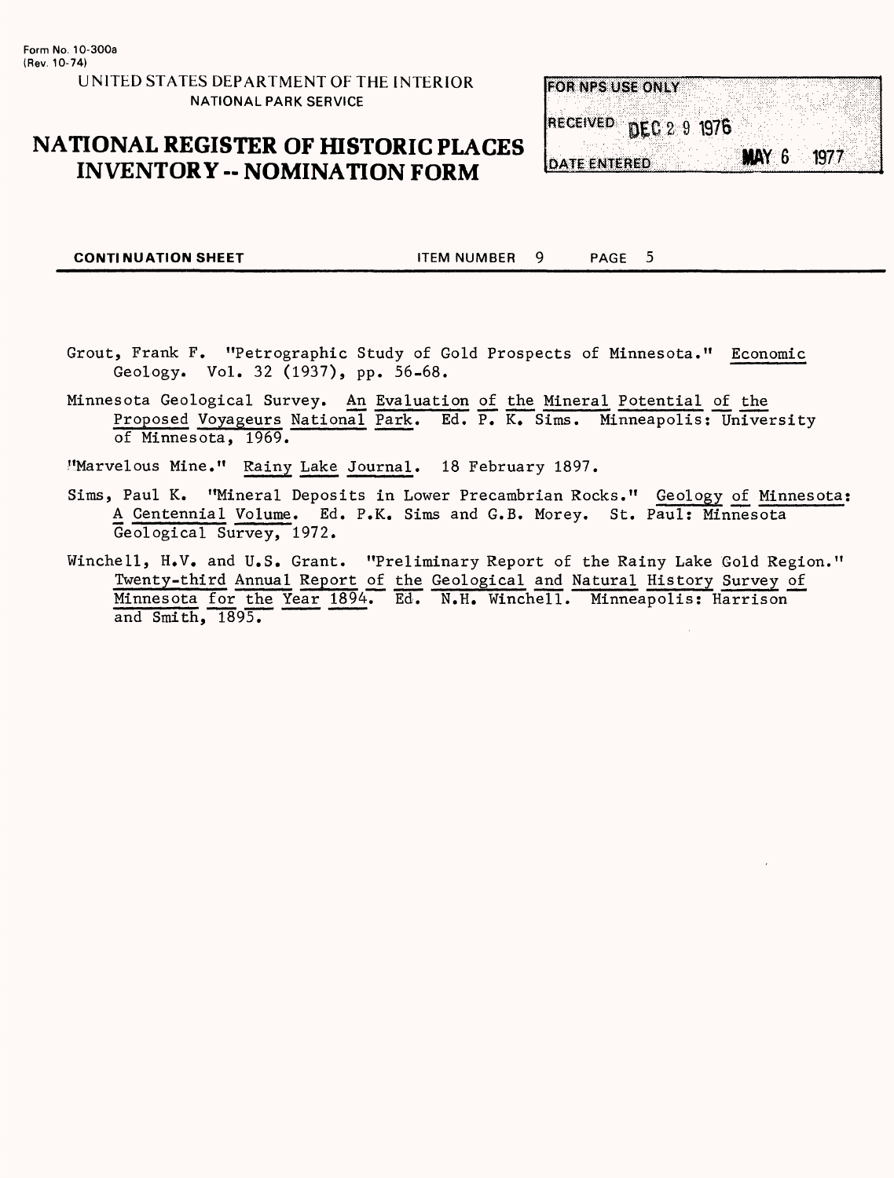Form No. 10-300a
(Rev. 10-74)

UNITED STATES DEPARTMENT OF THE INTERIOR
NATIONAL PARK SERVICE

# NATIONAL REGISTER OF HISTORIC PLACES INVENTORY -- NOMINATION FORM

| FOR NPS USE ONLY | |
|---|---|
| RECEIVED | DEC 2 9 1976 |
| DATE ENTERED | MAY 6 1977 |

**CONTINUATION SHEET** ITEM NUMBER 9 PAGE 5

Grout, Frank F. "Petrographic Study of Gold Prospects of Minnesota." Economic Geology. Vol. 32 (1937), pp. 56-68.

Minnesota Geological Survey. An Evaluation of the Mineral Potential of the Proposed Voyageurs National Park. Ed. P. K. Sims. Minneapolis: University of Minnesota, 1969.

"Marvelous Mine." Rainy Lake Journal. 18 February 1897.

Sims, Paul K. "Mineral Deposits in Lower Precambrian Rocks." Geology of Minnesota: A Centennial Volume. Ed. P.K. Sims and G.B. Morey. St. Paul: Minnesota Geological Survey, 1972.

Winchell, H.V. and U.S. Grant. "Preliminary Report of the Rainy Lake Gold Region." Twenty-third Annual Report of the Geological and Natural History Survey of Minnesota for the Year 1894. Ed. N.H. Winchell. Minneapolis: Harrison and Smith, 1895.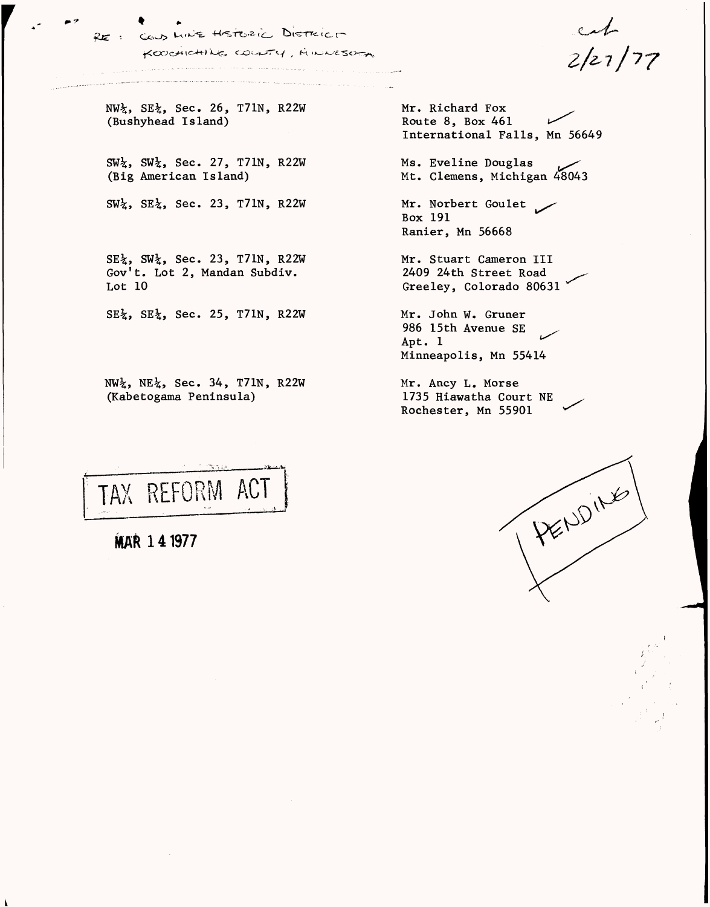RE: GOLD MINE HISTORIC DISTRICT
KOOCHICHING COUNTY, MINNESOTA

cat 2/21/77

| | |
|---|---|
| NW¼, SE¼, Sec. 26, T71N, R22W (Bushyhead Island) | Mr. Richard Fox<br>Route 8, Box 461<br>International Falls, Mn 56649 |
| SW¼, SW¼, Sec. 27, T71N, R22W (Big American Island) | Ms. Eveline Douglas<br>Mt. Clemens, Michigan 48043 |
| SW¼, SE¼, Sec. 23, T71N, R22W | Mr. Norbert Goulet<br>Box 191<br>Ranier, Mn 56668 |
| SE¼, SW¼, Sec. 23, T71N, R22W<br>Gov't. Lot 2, Mandan Subdiv.<br>Lot 10 | Mr. Stuart Cameron III<br>2409 24th Street Road<br>Greeley, Colorado 80631 |
| SE¼, SE¼, Sec. 25, T71N, R22W | Mr. John W. Gruner<br>986 15th Avenue SE<br>Apt. 1<br>Minneapolis, Mn 55414 |
| NW¼, NE¼, Sec. 34, T71N, R22W (Kabetogama Peninsula) | Mr. Ancy L. Morse<br>1735 Hiawatha Court NE<br>Rochester, Mn 55901 |

TAX REFORM ACT

MAR 14 1977

PENDING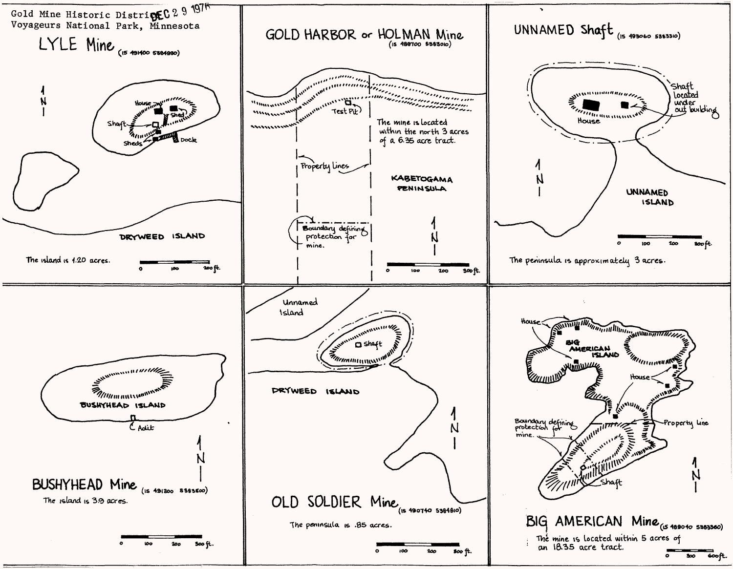Gold Mine Historic District
Voyageurs National Park, Minnesota

DEC 29 1978

## LYLE Mine

(15 491400 5384980)

House
Shed
Shaft
Sheds
Dock

DRYWEED ISLAND

The island is 1.20 acres.

0 100 200 ft.

## GOLD HARBOR or HOLMAN Mine

(15 488700 5383010)

Test Pit

The mine is located within the north 3 acres of a 6.35 acre tract.

Property Lines

KABETOGAMA PENINSULA

Boundary defining protection for mine.

0 100 200 300 ft.

## UNNAMED Shaft

(15 493060 5383310)

House

Shaft located under out building

UNNAMED ISLAND

0 100 200 300 ft.

The peninsula is approximately 3 acres.

## BUSHYHEAD Mine

(15 491300 5383800)

BUSHYHEAD ISLAND

Adit

The island is 3.9 acres.

0 100 200 300 ft.

## OLD SOLDIER Mine

(15 490740 5384810)

Unnamed Island

Shaft

DRYWEED ISLAND

The peninsula is .85 acres.

0 100 200 300 ft.

## BIG AMERICAN Mine

(15 489040 5383360)

House

BIG AMERICAN ISLAND

House

Boundary defining protection for mine.

Property Line

Shaft

The mine is located within 5 acres of an 18.35 acre tract.

0 300 600 ft.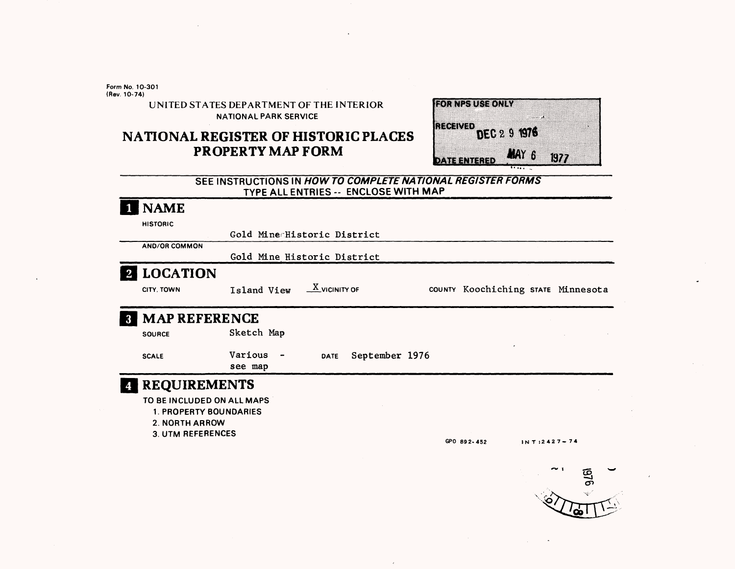Form No. 10-301
(Rev. 10-74)

UNITED STATES DEPARTMENT OF THE INTERIOR
NATIONAL PARK SERVICE

# NATIONAL REGISTER OF HISTORIC PLACES
# PROPERTY MAP FORM

| FOR NPS USE ONLY | |
|---|---|
| RECEIVED | DEC 2 9 1976 |
| DATE ENTERED | MAY 6 1977 |

SEE INSTRUCTIONS IN *HOW TO COMPLETE NATIONAL REGISTER FORMS*
TYPE ALL ENTRIES -- ENCLOSE WITH MAP

## 1 NAME

HISTORIC
Gold Mine Historic District

AND/OR COMMON
Gold Mine Historic District

## 2 LOCATION

CITY, TOWN Island View _X_ VICINITY OF COUNTY Koochiching STATE Minnesota

## 3 MAP REFERENCE

SOURCE Sketch Map

SCALE Various - see map DATE September 1976

## 4 REQUIREMENTS

TO BE INCLUDED ON ALL MAPS

1. PROPERTY BOUNDARIES
2. NORTH ARROW
3. UTM REFERENCES

GPO 892-452 INT:2427-74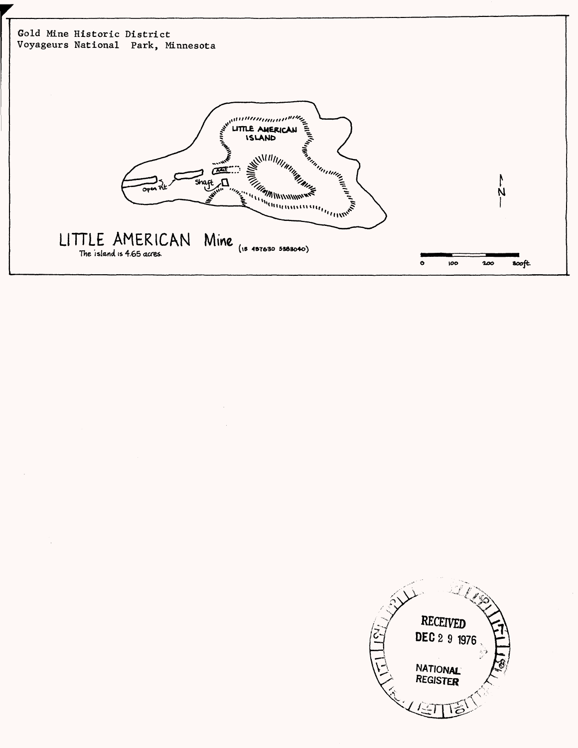Gold Mine Historic District
Voyageurs National Park, Minnesota

LITTLE AMERICAN ISLAND

Adit

Open Pit

Shaft

N

# LITTLE AMERICAN Mine

(15 487630 5383040)

The island is 4.65 acres.

0 100 200 300 ft.

RECEIVED
DEC 2 9 1976
NATIONAL
REGISTER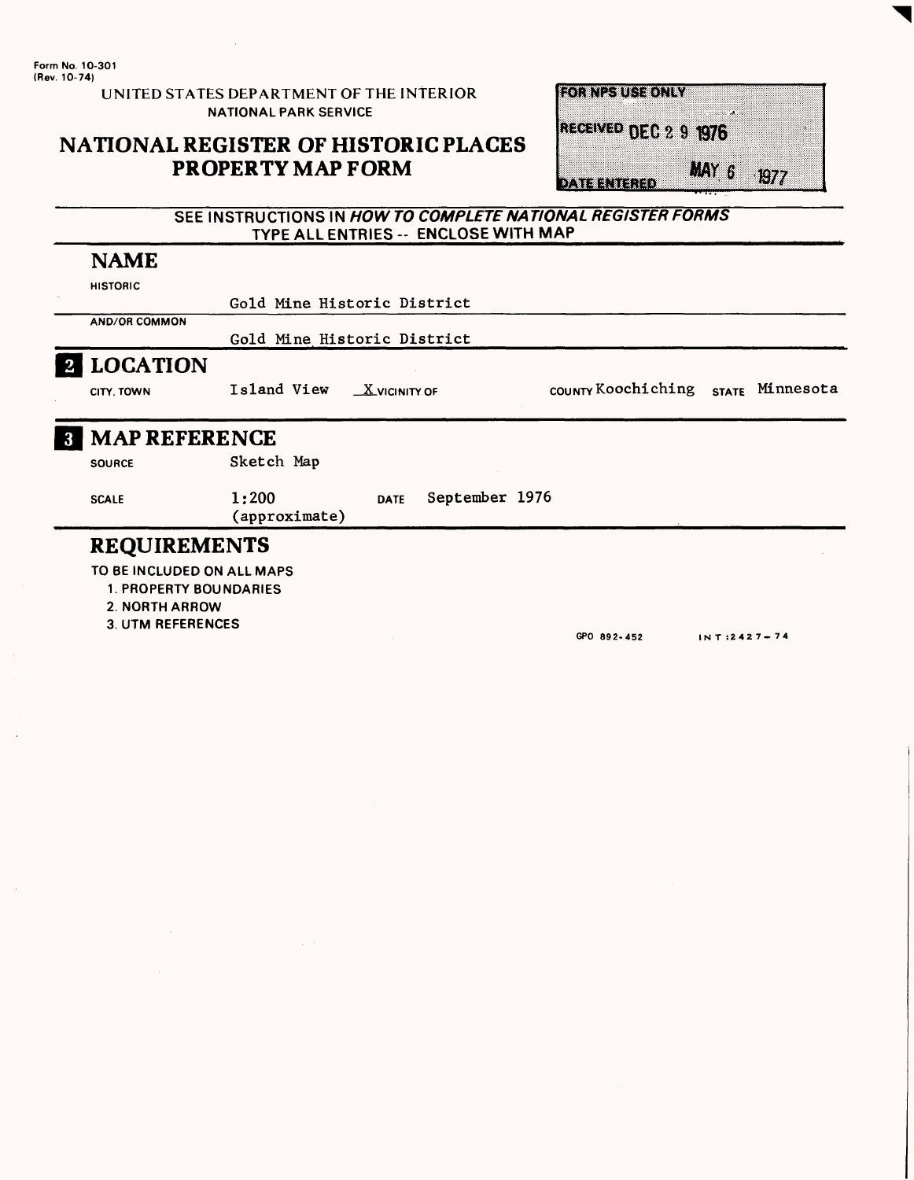Form No. 10-301
(Rev. 10-74)

UNITED STATES DEPARTMENT OF THE INTERIOR
NATIONAL PARK SERVICE

# NATIONAL REGISTER OF HISTORIC PLACES PROPERTY MAP FORM

| FOR NPS USE ONLY |
| --- |
| RECEIVED DEC 2 9 1976 |
| DATE ENTERED MAY 6 1977 |

SEE INSTRUCTIONS IN *HOW TO COMPLETE NATIONAL REGISTER FORMS*
TYPE ALL ENTRIES -- ENCLOSE WITH MAP

## NAME

HISTORIC
Gold Mine Historic District

AND/OR COMMON
Gold Mine Historic District

## 2 LOCATION

CITY, TOWN Island View X VICINITY OF COUNTY Koochiching STATE Minnesota

## 3 MAP REFERENCE

SOURCE Sketch Map

SCALE 1:200 (approximate) DATE September 1976

## REQUIREMENTS

TO BE INCLUDED ON ALL MAPS

1. PROPERTY BOUNDARIES
2. NORTH ARROW
3. UTM REFERENCES

GPO 892-452 INT:2427-74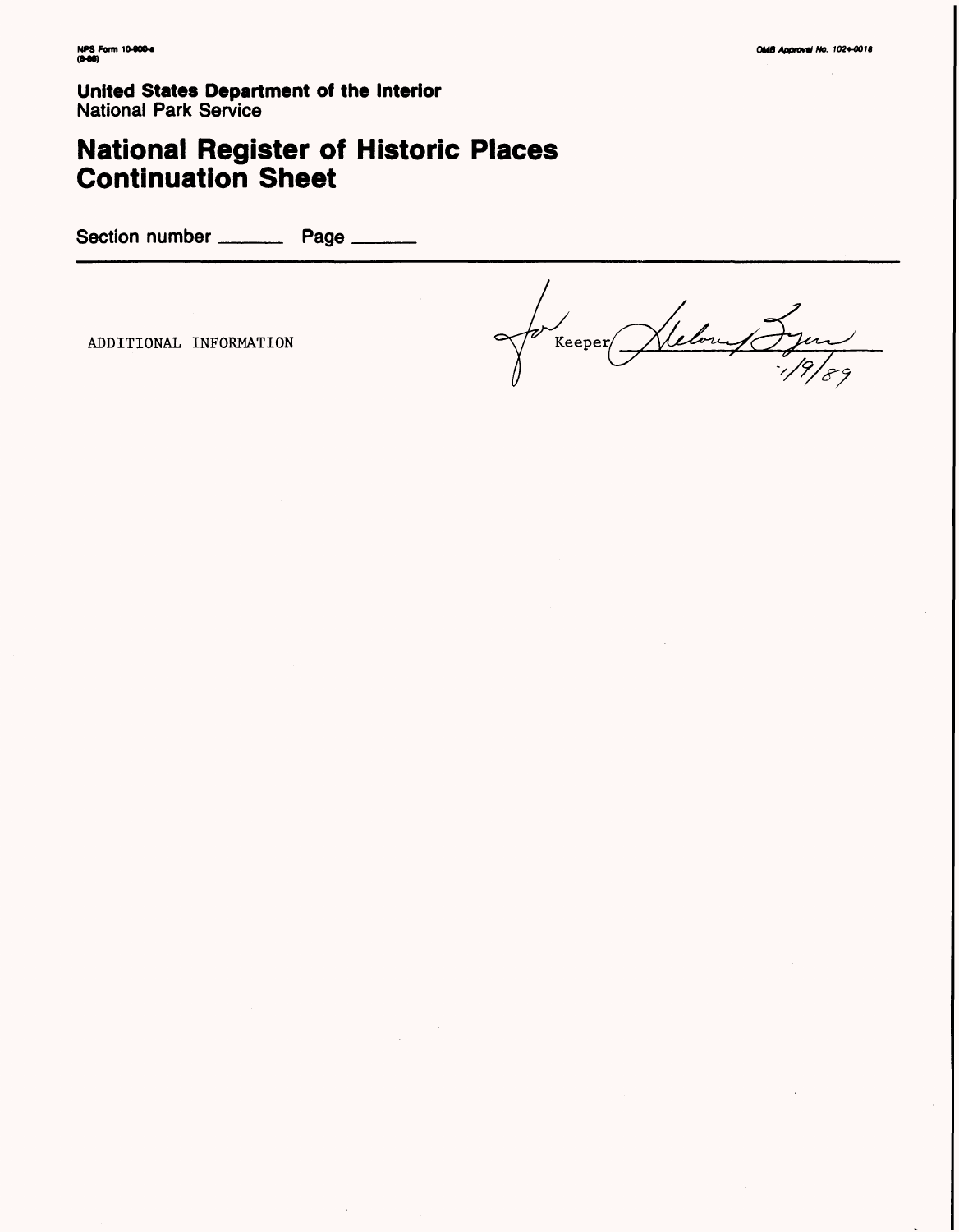NPS Form 10-900-a
(8-86)

OMB Approval No. 1024-0018

**United States Department of the Interior**
National Park Service

# National Register of Historic Places Continuation Sheet

Section number ______ Page ______

ADDITIONAL INFORMATION

for Keeper Delores Byers
1/19/89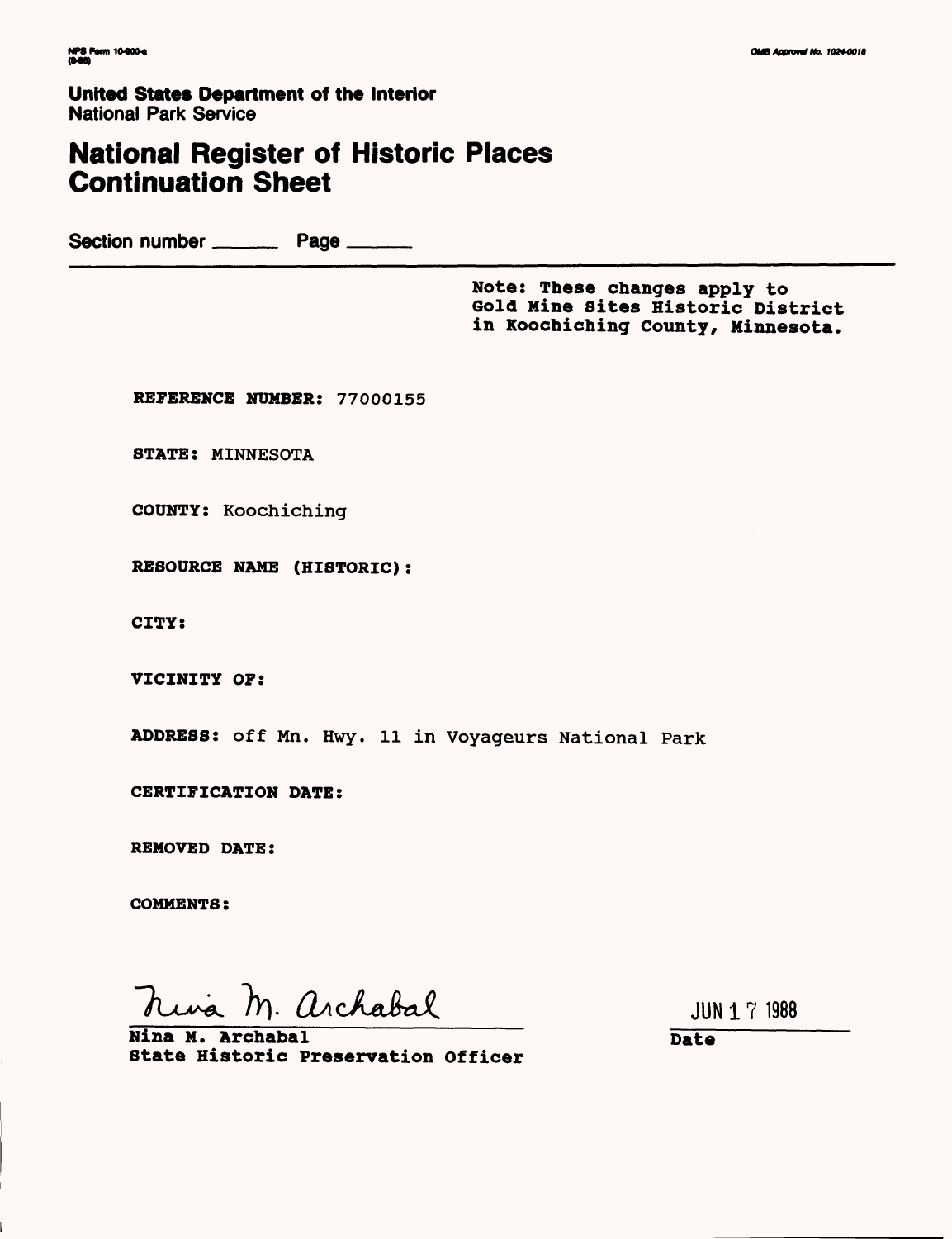NPS Form 10-900-a
(8-86)

OMB Approval No. 1024-0018

**United States Department of the Interior**
National Park Service

# National Register of Historic Places Continuation Sheet

Section number _______ Page _______

**Note: These changes apply to Gold Mine Sites Historic District in Koochiching County, Minnesota.**

**REFERENCE NUMBER:** 77000155

**STATE:** MINNESOTA

**COUNTY:** Koochiching

**RESOURCE NAME (HISTORIC):**

**CITY:**

**VICINITY OF:**

**ADDRESS:** off Mn. Hwy. 11 in Voyageurs National Park

**CERTIFICATION DATE:**

**REMOVED DATE:**

**COMMENTS:**

Nina M. Archabal

**Nina M. Archabal**
**State Historic Preservation Officer**

JUN 17 1988
**Date**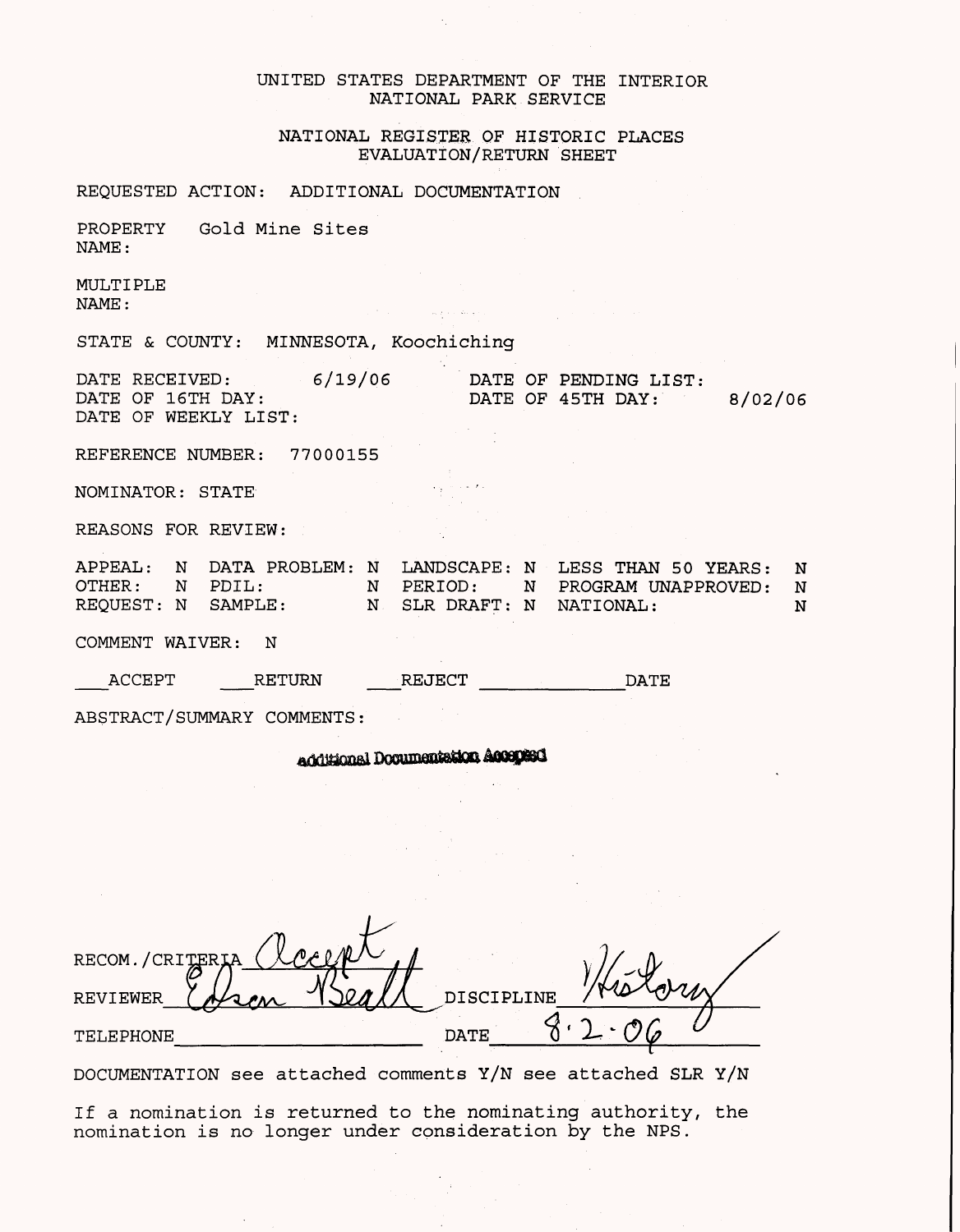UNITED STATES DEPARTMENT OF THE INTERIOR
NATIONAL PARK SERVICE

NATIONAL REGISTER OF HISTORIC PLACES
EVALUATION/RETURN SHEET

REQUESTED ACTION: ADDITIONAL DOCUMENTATION

PROPERTY NAME: Gold Mine Sites

MULTIPLE NAME:

STATE & COUNTY: MINNESOTA, Koochiching

DATE RECEIVED: 6/19/06
DATE OF PENDING LIST:
DATE OF 16TH DAY:
DATE OF 45TH DAY: 8/02/06
DATE OF WEEKLY LIST:

REFERENCE NUMBER: 77000155

NOMINATOR: STATE

REASONS FOR REVIEW:

| | | | | | | | |
|---|---|---|---|---|---|---|---|
| APPEAL: | N | DATA PROBLEM: | N | LANDSCAPE: | N | LESS THAN 50 YEARS: | N |
| OTHER: | N | PDIL: | N | PERIOD: | N | PROGRAM UNAPPROVED: | N |
| REQUEST: | N | SAMPLE: | N | SLR DRAFT: | N | NATIONAL: | N |

COMMENT WAIVER: N

___ACCEPT ___RETURN ___REJECT ____________DATE

ABSTRACT/SUMMARY COMMENTS:

**Additional Documentation Accepted**

RECOM./CRITERIA Accept

REVIEWER Edson Beall DISCIPLINE History

TELEPHONE ____________ DATE 8.2.06

DOCUMENTATION see attached comments Y/N see attached SLR Y/N

If a nomination is returned to the nominating authority, the nomination is no longer under consideration by the NPS.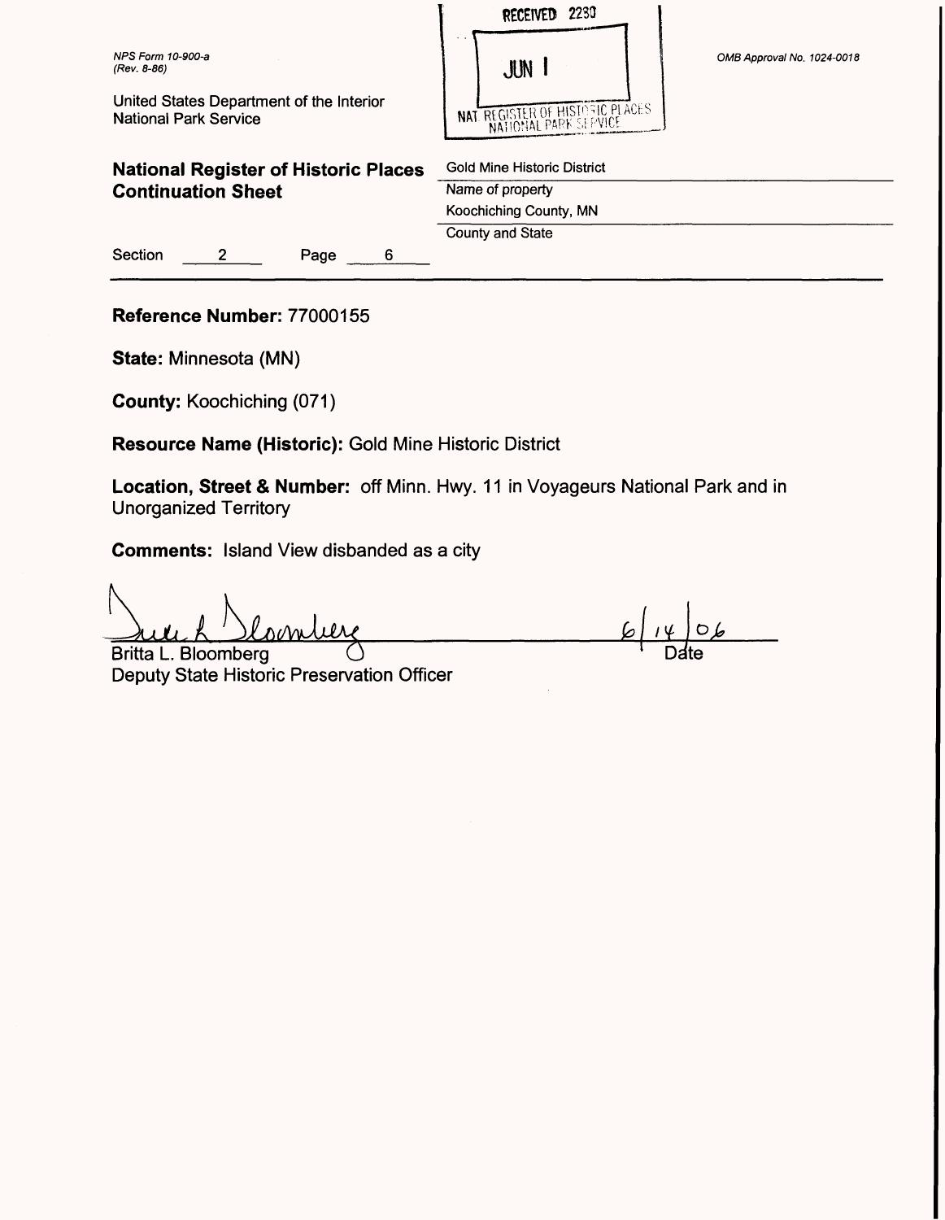NPS Form 10-900-a
(Rev. 8-86)

OMB Approval No. 1024-0018

United States Department of the Interior
National Park Service

RECEIVED 2280

JUN 1

NAT. REGISTER OF HISTORIC PLACES
NATIONAL PARK SERVICE

**National Register of Historic Places Continuation Sheet**

Gold Mine Historic District
Name of property
Koochiching County, MN
County and State

Section 2 Page 6

**Reference Number:** 77000155

**State:** Minnesota (MN)

**County:** Koochiching (071)

**Resource Name (Historic):** Gold Mine Historic District

**Location, Street & Number:** off Minn. Hwy. 11 in Voyageurs National Park and in Unorganized Territory

**Comments:** Island View disbanded as a city

Britta L. Bloomberg
Deputy State Historic Preservation Officer

6/14/06
Date